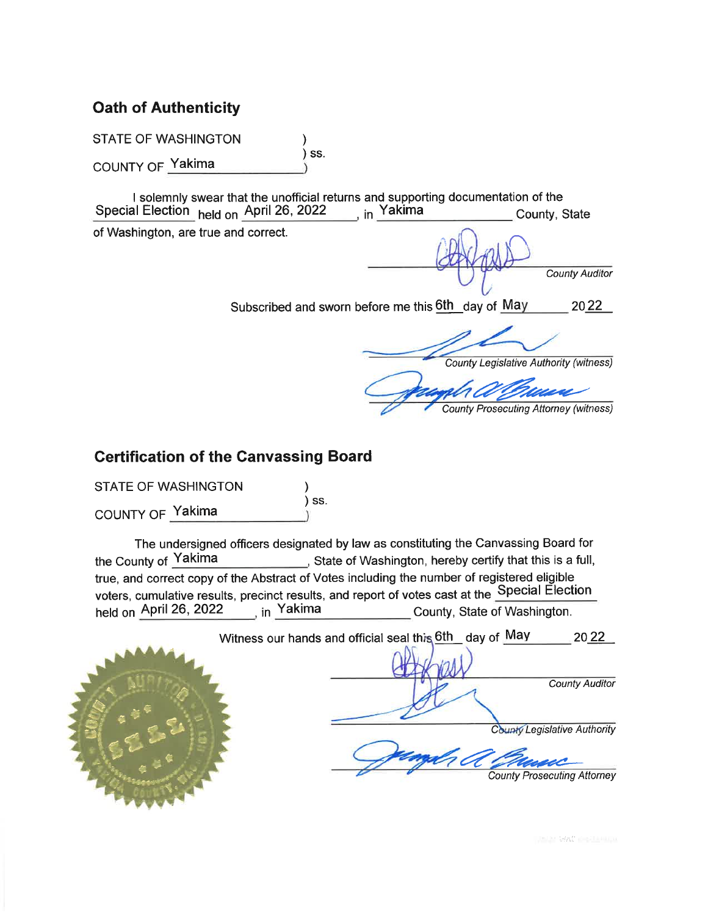## Oath of Authenticity

STATE OF WASHINGTON )
) ss.
COUNTY OF Yakima )

I solemnly swear that the unofficial returns and supporting documentation of the Special Election held on April 26, 2022, in Yakima County, State of Washington, are true and correct.

_______________________
*County Auditor*

Subscribed and sworn before me this 6th day of May 2022

_______________________
*County Legislative Authority (witness)*

_______________________
*County Prosecuting Attorney (witness)*

## Certification of the Canvassing Board

STATE OF WASHINGTON )
) ss.
COUNTY OF Yakima )

The undersigned officers designated by law as constituting the Canvassing Board for the County of Yakima, State of Washington, hereby certify that this is a full, true, and correct copy of the Abstract of Votes including the number of registered eligible voters, cumulative results, precinct results, and report of votes cast at the Special Election held on April 26, 2022, in Yakima County, State of Washington.

Witness our hands and official seal this 6th day of May 2022

_______________________
*County Auditor*

_______________________
*County Legislative Authority*

_______________________
*County Prosecuting Attorney*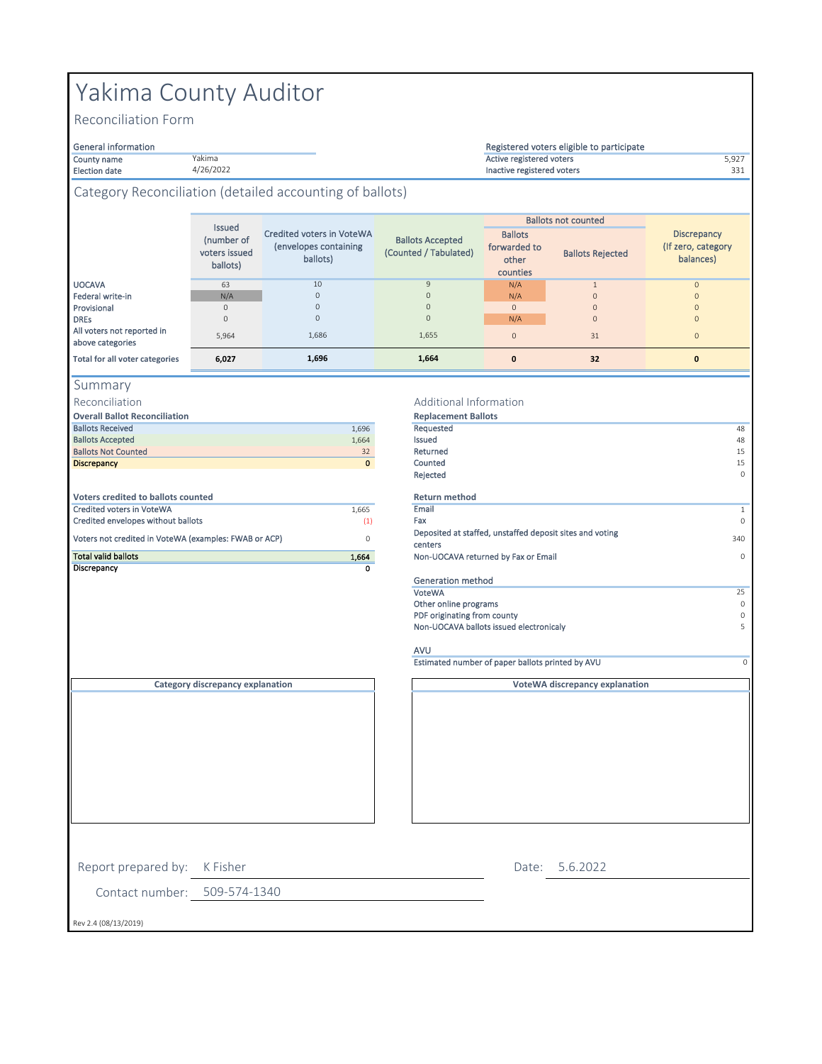# Yakima County Auditor

## Reconciliation Form

| General information | |
|---|---|
| County name | Yakima |
| Election date | 4/26/2022 |

| Registered voters eligible to participate | |
|---|---|
| Active registered voters | 5,927 |
| Inactive registered voters | 331 |

## Category Reconciliation (detailed accounting of ballots)

| | Issued (number of voters issued ballots) | Credited voters in VoteWA (envelopes containing ballots) | Ballots Accepted (Counted / Tabulated) | Ballots not counted | | Discrepancy (If zero, category balances) |
|---|---|---|---|---|---|---|
| | | | | Ballots forwarded to other counties | Ballots Rejected | |
| UOCAVA | 63 | 10 | 9 | N/A | 1 | 0 |
| Federal write-in | N/A | 0 | 0 | N/A | 0 | 0 |
| Provisional | 0 | 0 | 0 | 0 | 0 | 0 |
| DREs | 0 | 0 | 0 | N/A | 0 | 0 |
| All voters not reported in above categories | 5,964 | 1,686 | 1,655 | 0 | 31 | 0 |
| **Total for all voter categories** | **6,027** | **1,696** | **1,664** | **0** | **32** | **0** |

## Summary

### Reconciliation

**Overall Ballot Reconciliation**

| | |
|---|---|
| Ballots Received | 1,696 |
| Ballots Accepted | 1,664 |
| Ballots Not Counted | 32 |
| Discrepancy | **0** |

**Voters credited to ballots counted**

| | |
|---|---|
| Credited voters in VoteWA | 1,665 |
| Credited envelopes without ballots | (1) |
| Voters not credited in VoteWA (examples: FWAB or ACP) | 0 |
| Total valid ballots | **1,664** |
| Discrepancy | **0** |

### Additional Information

**Replacement Ballots**

| | |
|---|---|
| Requested | 48 |
| Issued | 48 |
| Returned | 15 |
| Counted | 15 |
| Rejected | 0 |

**Return method**

| | |
|---|---|
| Email | 1 |
| Fax | 0 |
| Deposited at staffed, unstaffed deposit sites and voting centers | 340 |
| Non-UOCAVA returned by Fax or Email | 0 |

**Generation method**

| | |
|---|---|
| VoteWA | 25 |
| Other online programs | 0 |
| PDF originating from county | 0 |
| Non-UOCAVA ballots issued electronicaly | 5 |

**AVU**

| | |
|---|---|
| Estimated number of paper ballots printed by AVU | 0 |

**Category discrepancy explanation**

**VoteWA discrepancy explanation**

Report prepared by: K Fisher

Date: 5.6.2022

Contact number: 509-574-1340

Rev 2.4 (08/13/2019)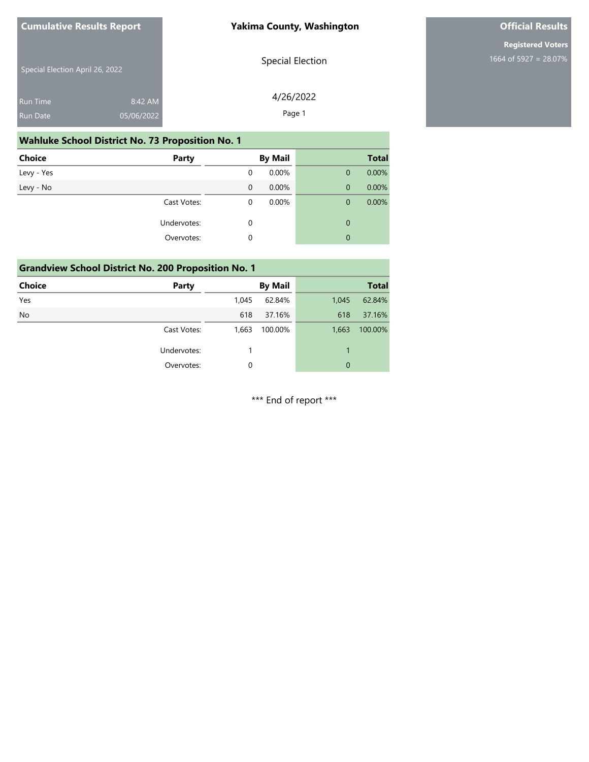**Cumulative Results Report**

Special Election April 26, 2022

Run Time 8:42 AM

Run Date 05/06/2022

**Yakima County, Washington**

Special Election

4/26/2022

**Official Results**

**Registered Voters**

1664 of 5927 = 28.07%

## Wahluke School District No. 73 Proposition No. 1

| Choice | Party | By Mail | | Total | |
|---|---|---|---|---|---|
| Levy - Yes | | 0 | 0.00% | 0 | 0.00% |
| Levy - No | | 0 | 0.00% | 0 | 0.00% |
| | Cast Votes: | 0 | 0.00% | 0 | 0.00% |
| | Undervotes: | 0 | | 0 | |
| | Overvotes: | 0 | | 0 | |

## Grandview School District No. 200 Proposition No. 1

| Choice | Party | By Mail | | Total | |
|---|---|---|---|---|---|
| Yes | | 1,045 | 62.84% | 1,045 | 62.84% |
| No | | 618 | 37.16% | 618 | 37.16% |
| | Cast Votes: | 1,663 | 100.00% | 1,663 | 100.00% |
| | Undervotes: | 1 | | 1 | |
| | Overvotes: | 0 | | 0 | |

*** End of report ***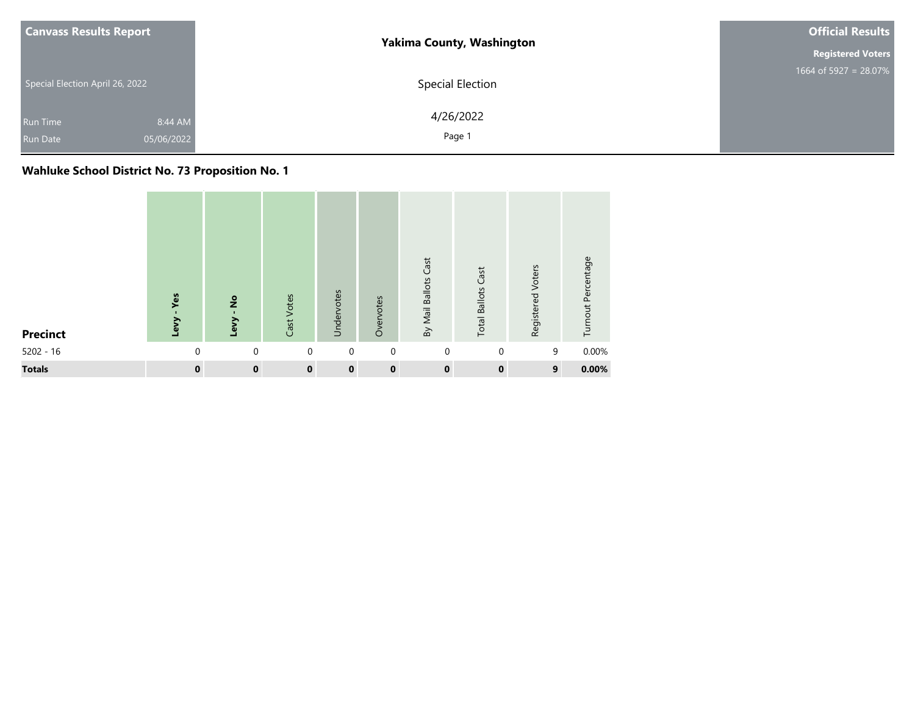**Canvass Results Report**

Special Election April 26, 2022

Run Time 8:44 AM
Run Date 05/06/2022

**Yakima County, Washington**

Special Election

4/26/2022

**Official Results**

**Registered Voters**
1664 of 5927 = 28.07%

## Wahluke School District No. 73 Proposition No. 1

| Precinct | Levy - Yes | Levy - No | Cast Votes | Undervotes | Overvotes | By Mail Ballots Cast | Total Ballots Cast | Registered Voters | Turnout Percentage |
|---|---|---|---|---|---|---|---|---|---|
| 5202 - 16 | 0 | 0 | 0 | 0 | 0 | 0 | 0 | 9 | 0.00% |
| **Totals** | **0** | **0** | **0** | **0** | **0** | **0** | **0** | **9** | **0.00%** |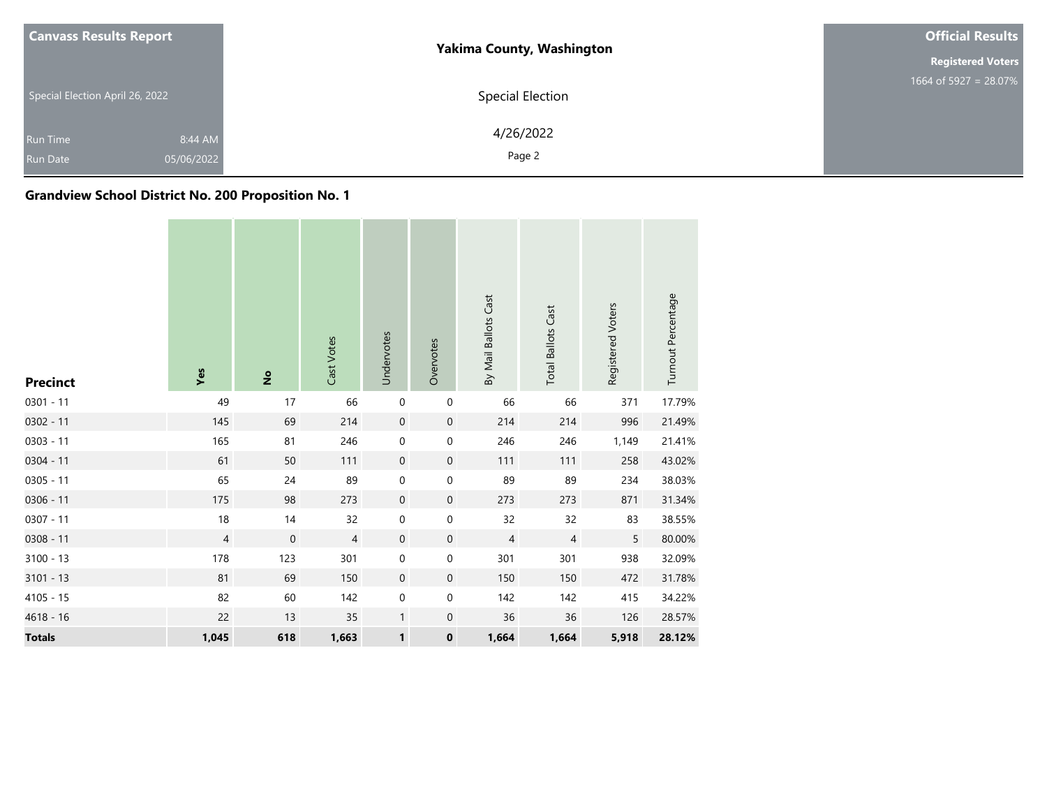**Canvass Results Report**

Special Election April 26, 2022

Run Time 8:44 AM
Run Date 05/06/2022

**Yakima County, Washington**

Special Election

4/26/2022

**Official Results**

**Registered Voters**
1664 of 5927 = 28.07%

## Grandview School District No. 200 Proposition No. 1

| Precinct | Yes | No | Cast Votes | Undervotes | Overvotes | By Mail Ballots Cast | Total Ballots Cast | Registered Voters | Turnout Percentage |
|---|---|---|---|---|---|---|---|---|---|
| 0301 - 11 | 49 | 17 | 66 | 0 | 0 | 66 | 66 | 371 | 17.79% |
| 0302 - 11 | 145 | 69 | 214 | 0 | 0 | 214 | 214 | 996 | 21.49% |
| 0303 - 11 | 165 | 81 | 246 | 0 | 0 | 246 | 246 | 1,149 | 21.41% |
| 0304 - 11 | 61 | 50 | 111 | 0 | 0 | 111 | 111 | 258 | 43.02% |
| 0305 - 11 | 65 | 24 | 89 | 0 | 0 | 89 | 89 | 234 | 38.03% |
| 0306 - 11 | 175 | 98 | 273 | 0 | 0 | 273 | 273 | 871 | 31.34% |
| 0307 - 11 | 18 | 14 | 32 | 0 | 0 | 32 | 32 | 83 | 38.55% |
| 0308 - 11 | 4 | 0 | 4 | 0 | 0 | 4 | 4 | 5 | 80.00% |
| 3100 - 13 | 178 | 123 | 301 | 0 | 0 | 301 | 301 | 938 | 32.09% |
| 3101 - 13 | 81 | 69 | 150 | 0 | 0 | 150 | 150 | 472 | 31.78% |
| 4105 - 15 | 82 | 60 | 142 | 0 | 0 | 142 | 142 | 415 | 34.22% |
| 4618 - 16 | 22 | 13 | 35 | 1 | 0 | 36 | 36 | 126 | 28.57% |
| **Totals** | **1,045** | **618** | **1,663** | **1** | **0** | **1,664** | **1,664** | **5,918** | **28.12%** |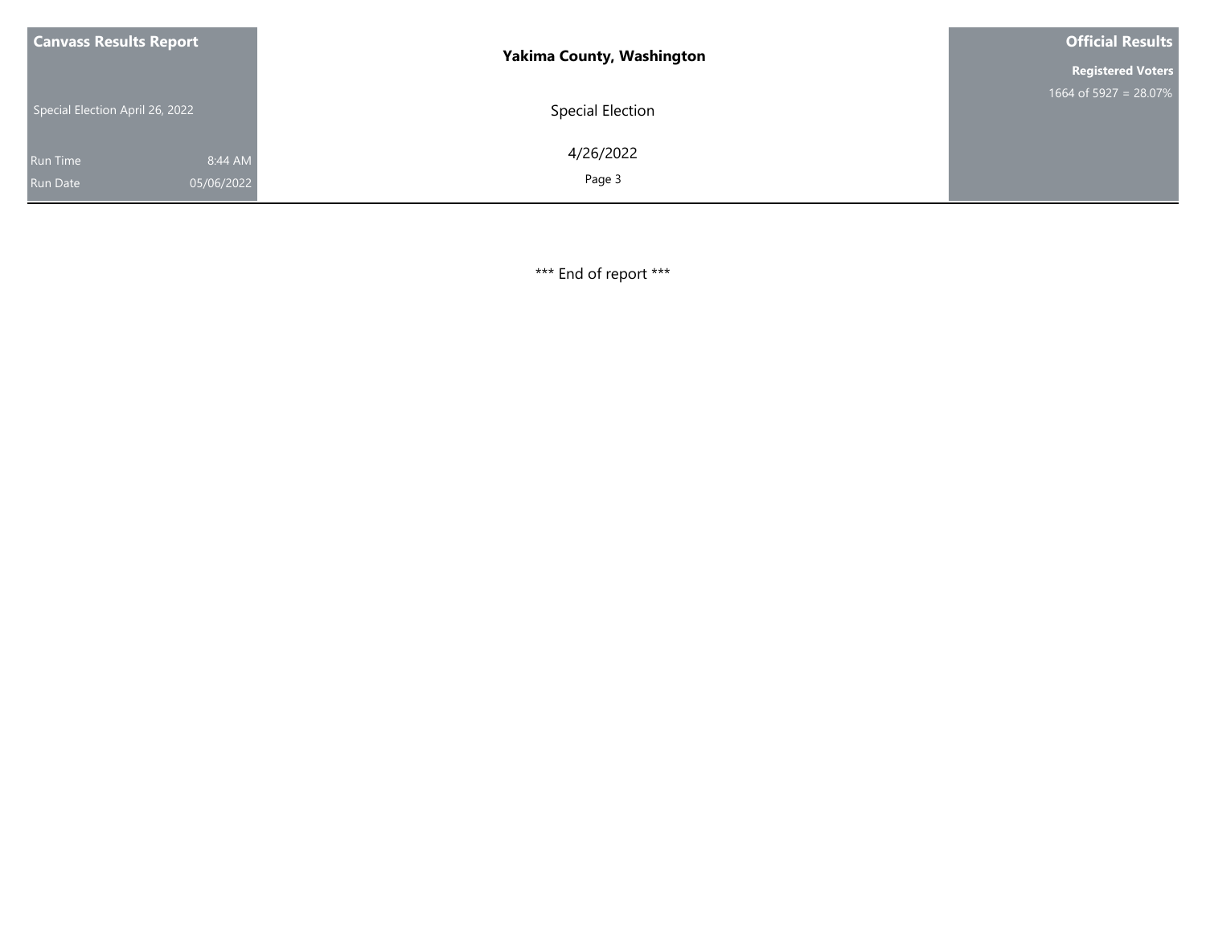*** End of report ***